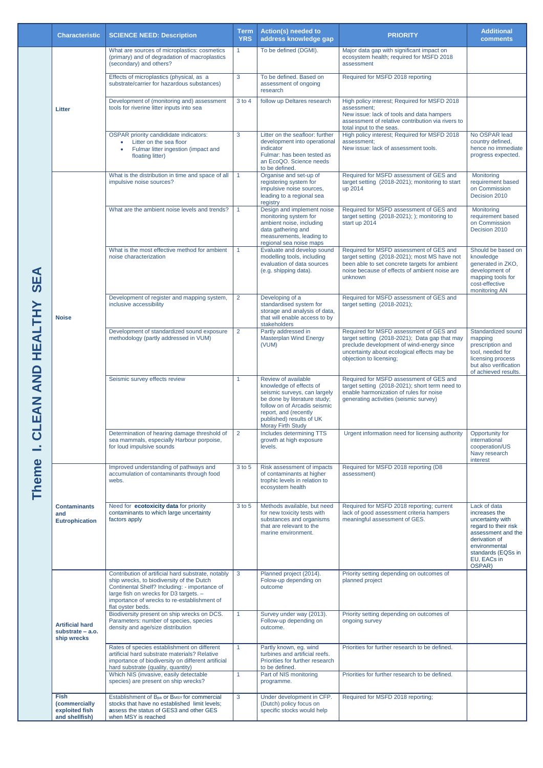| | Characteristic | SCIENCE NEED: Description | Term YRS | Action(s) needed to address knowledge gap | PRIORITY | Additional comments |
|---|---|---|---|---|---|---|
| Theme I. CLEAN AND HEALTHY SEA | Litter | What are sources of microplastics: cosmetics (primary) and of degradation of macroplastics (secondary) and others? | 1 | To be defined (DGMI). | Major data gap with significant impact on ecosystem health; required for MSFD 2018 assessment | |
| | | Effects of microplastics (physical, as a substrate/carrier for hazardous substances) | 3 | To be defined. Based on assessment of ongoing research | Required for MSFD 2018 reporting | |
| | | Development of (monitoring and) assessment tools for riverine litter inputs into sea | 3 to 4 | follow up Deltares research | High policy interest; Required for MSFD 2018 assessment; New issue: lack of tools and data hampers assessment of relative contribution via rivers to total input to the seas. | |
| | | OSPAR priority candididate indicators: <br>• Litter on the sea floor <br>• Fulmar litter ingestion (impact and floating litter) | 3 | Litter on the seafloor: further development into operational indicator Fulmar: has been tested as an EcoQO. Science needs to be defined. | High policy interest; Required for MSFD 2018 assessment; New issue: lack of assessment tools. | No OSPAR lead country defined, hence no immediate progress expected. |
| | Noise | What is the distribution in time and space of all impulsive noise sources? | 1 | Organise and set-up of registering system for impulsive noise sources, leading to a regional sea registry | Required for MSFD assessment of GES and target setting (2018-2021); monitoring to start up 2014 | Monitoring requirement based on Commission Decision 2010 |
| | | What are the ambient noise levels and trends? | 1 | Design and implement noise monitoring system for ambient noise, including data gathering and measurements, leading to regional sea noise maps | Required for MSFD assessment of GES and target setting (2018-2021); ); monitoring to start up 2014 | Monitoring requirement based on Commission Decision 2010 |
| | | What is the most effective method for ambient noise characterization | 1 | Evaluate and develop sound modelling tools, including evaluation of data sources (e.g. shipping data). | Required for MSFD assessment of GES and target setting (2018-2021); most MS have not been able to set concrete targets for ambient noise because of effects of ambient noise are unknown | Should be based on knowledge generated in ZKO, development of mapping tools for cost-effective monitoring AN |
| | | Development of register and mapping system, inclusive accessibility | 2 | Developing of a standardised system for storage and analysis of data, that will enable access to by stakeholders | Required for MSFD assessment of GES and target setting (2018-2021); | |
| | | Development of standardized sound exposure methodology (partly addressed in VUM) | 2 | Partly addressed in Masterplan Wind Energy (VUM) | Required for MSFD assessment of GES and target setting (2018-2021); Data gap that may preclude development of wind-energy since uncertainty about ecological effects may be objection to licensing; | Standardized sound mapping prescription and tool, needed for licensing process but also verification of achieved results. |
| | | Seismic survey effects review | 1 | Review of available knowledge of effects of seismic surveys, can largely be done by literature study; follow on of Arcadis seismic report, and (recently published) results of UK Moray Firth Study | Required for MSFD assessment of GES and target setting (2018-2021); short term need to enable harmonization of rules for noise generating activities (seismic survey) | |
| | | Determination of hearing damage threshold of sea mammals, especially Harbour porpoise, for loud impulsive sounds | 2 | Includes determining TTS growth at high exposure levels. | Urgent information need for licensing authority | Opportunity for international cooperation/US Navy research interest |
| | Contaminants and Eutrophication | Improved understanding of pathways and accumulation of contaminants through food webs. | 3 to 5 | Risk assessment of impacts of contaminants at higher trophic levels in relation to ecosystem health | Required for MSFD 2018 reporting (D8 assessment) | |
| | | Need for **ecotoxicity data** for priority contaminants to which large uncertainty factors apply | 3 to 5 | Methods available, but need for new toxicity tests with substances and organisms that are relevant to the marine environment. | Required for MSFD 2018 reporting; current lack of good assessment criteria hampers meaningful assessment of GES. | Lack of data increases the uncertainty with regard to their risk assessment and the derivation of environmental standards (EQSs in EU, EACs in OSPAR) |
| | Artificial hard substrate – a.o. ship wrecks | Contribution of artificial hard substrate, notably ship wrecks, to biodiversity of the Dutch Continental Shelf? Including: - importance of large fish on wrecks for D3 targets. – importance of wrecks to re-establishment of flat oyster beds. | 3 | Planned project (2014). Folow-up depending on outcome | Priority setting depending on outcomes of planned project | |
| | | Biodiversity present on ship wrecks on DCS. Parameters: number of species, species density and age/size distribution | 1 | Survey under way (2013). Follow-up depending on outcome. | Priority setting depending on outcomes of ongoing survey | |
| | | Rates of species establishment on different artificial hard substrate materials? Relative importance of biodiversity on different artificial hard substrate (quality, quantity) | 1 | Partly known, eg. wind turbines and artificial reefs. Priorities for further research to be defined. | Priorities for further research to be defined. | |
| | | Which NIS (invasive, easily detectable species) are present on ship wrecks? | 1 | Part of NIS monitoring programme. | Priorities for further research to be defined. | |
| | Fish (commercially exploited fish and shellfish) | Establishment of $B_{pa}$ or $B_{MSY}$ for commercial stocks that have no established limit levels; assess the status of GES3 and other GES when MSY is reached | 3 | Under development in CFP. (Dutch) policy focus on specific stocks would help | Required for MSFD 2018 reporting; | |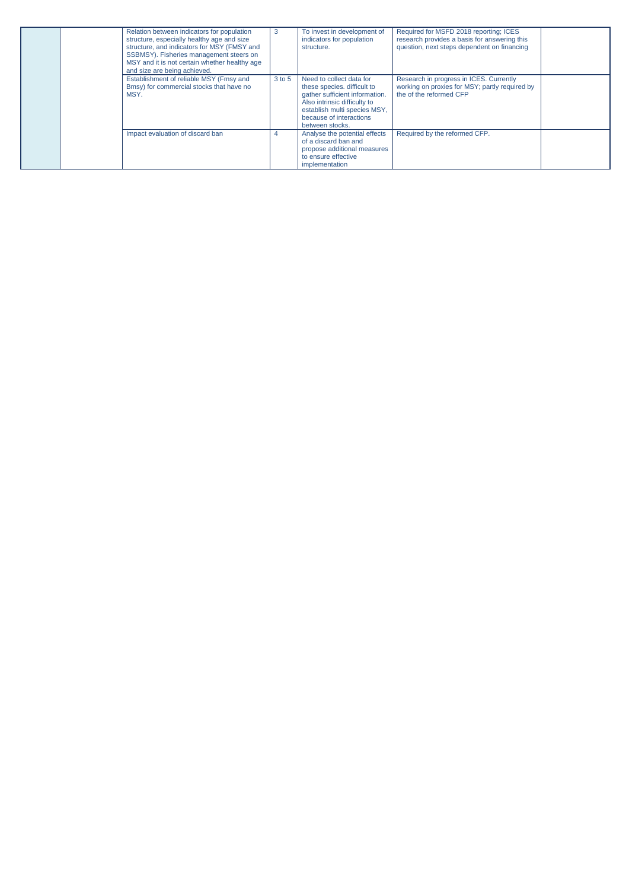|  |  |  |  |  |  |  |
|---|---|---|---|---|---|---|
|  |  | Relation between indicators for population structure, especially healthy age and size structure, and indicators for MSY (FMSY and SSBMSY). Fisheries management steers on MSY and it is not certain whether healthy age and size are being achieved. | 3 | To invest in development of indicators for population structure. | Required for MSFD 2018 reporting; ICES research provides a basis for answering this question, next steps dependent on financing |  |
|  |  | Establishment of reliable MSY (Fmsy and Bmsy) for commercial stocks that have no MSY. | 3 to 5 | Need to collect data for these species. difficult to gather sufficient information. Also intrinsic difficulty to establish multi species MSY, because of interactions between stocks. | Research in progress in ICES. Currently working on proxies for MSY; partly required by the of the reformed CFP |  |
|  |  | Impact evaluation of discard ban | 4 | Analyse the potential effects of a discard ban and propose additional measures to ensure effective implementation | Required by the reformed CFP. |  |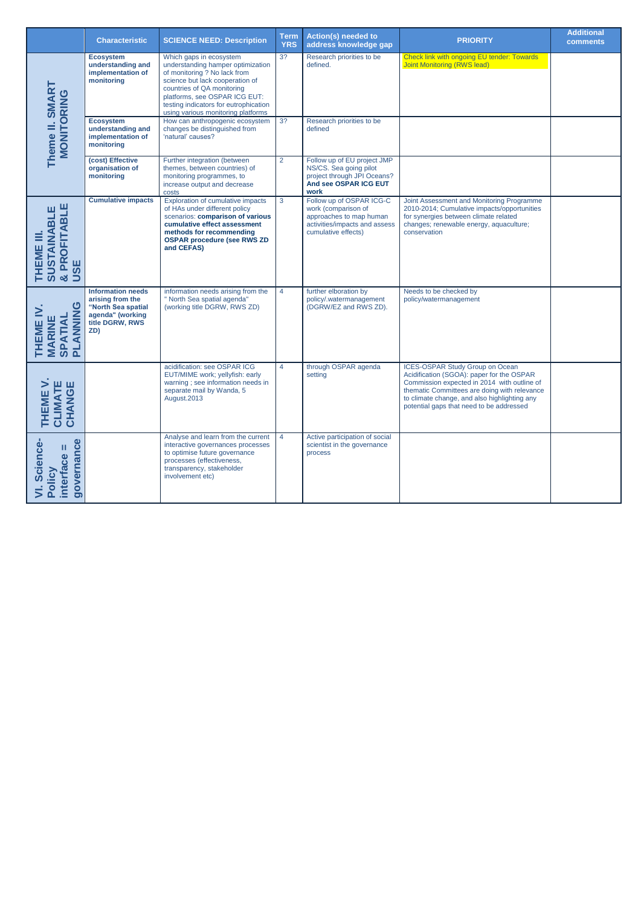| | Characteristic | SCIENCE NEED: Description | Term YRS | Action(s) needed to address knowledge gap | PRIORITY | Additional comments |
|---|---|---|---|---|---|---|
| **Theme II. SMART MONITORING** | **Ecosystem understanding and implementation of monitoring** | Which gaps in ecosystem understanding hamper optimization of monitoring ? No lack from science but lack cooperation of countries of QA monitoring platforms, see OSPAR ICG EUT: testing indicators for eutrophication using various monitoring platforms | 3? | Research priorities to be defined. | Check link with ongoing EU tender: Towards Joint Monitoring (RWS lead) | |
| | **Ecosystem understanding and implementation of monitoring** | How can anthropogenic ecosystem changes be distinguished from 'natural' causes? | 3? | Research priorities to be defined | | |
| | **(cost) Effective organisation of monitoring** | Further integration (between themes, between countries) of monitoring programmes, to increase output and decrease costs | 2 | Follow up of EU project JMP NS/CS. Sea going pilot project through JPI Oceans? **And see OSPAR ICG EUT work** | | |
| **THEME III. SUSTAINABLE & PROFITABLE USE** | **Cumulative impacts** | Exploration of cumulative impacts of HAs under different policy scenarios: **comparison of various cumulative effect assessment methods for recommending OSPAR procedure (see RWS ZD and CEFAS)** | 3 | Follow up of OSPAR ICG-C work (comparison of approaches to map human activities/impacts and assess cumulative effects) | Joint Assessment and Monitoring Programme 2010-2014; Cumulative impacts/opportunities for synergies between climate related changes; renewable energy, aquaculture; conservation | |
| **THEME IV. MARINE SPATIAL PLANNING** | **Information needs arising from the "North Sea spatial agenda" (working title DGRW, RWS ZD)** | information needs arising from the " North Sea spatial agenda" (working title DGRW, RWS ZD) | 4 | further elboration by policy/.watermanagement (DGRW/EZ and RWS ZD). | Needs to be checked by policy/watermanagement | |
| **THEME V. CLIMATE CHANGE** | | acidification: see OSPAR ICG EUT/MIME work; yellyfish: early warning ; see information needs in separate mail by Wanda, 5 August.2013 | 4 | through OSPAR agenda setting | ICES-OSPAR Study Group on Ocean Acidification (SGOA): paper for the OSPAR Commission expected in 2014 with outline of thematic Committees are doing with relevance to climate change, and also highlighting any potential gaps that need to be addressed | |
| **VI. Science-Policy interface = governance** | | Analyse and learn from the current interactive governances processes to optimise future governance processes (effectiveness, transparency, stakeholder involvement etc) | 4 | Active participation of social scientist in the governance process | | |